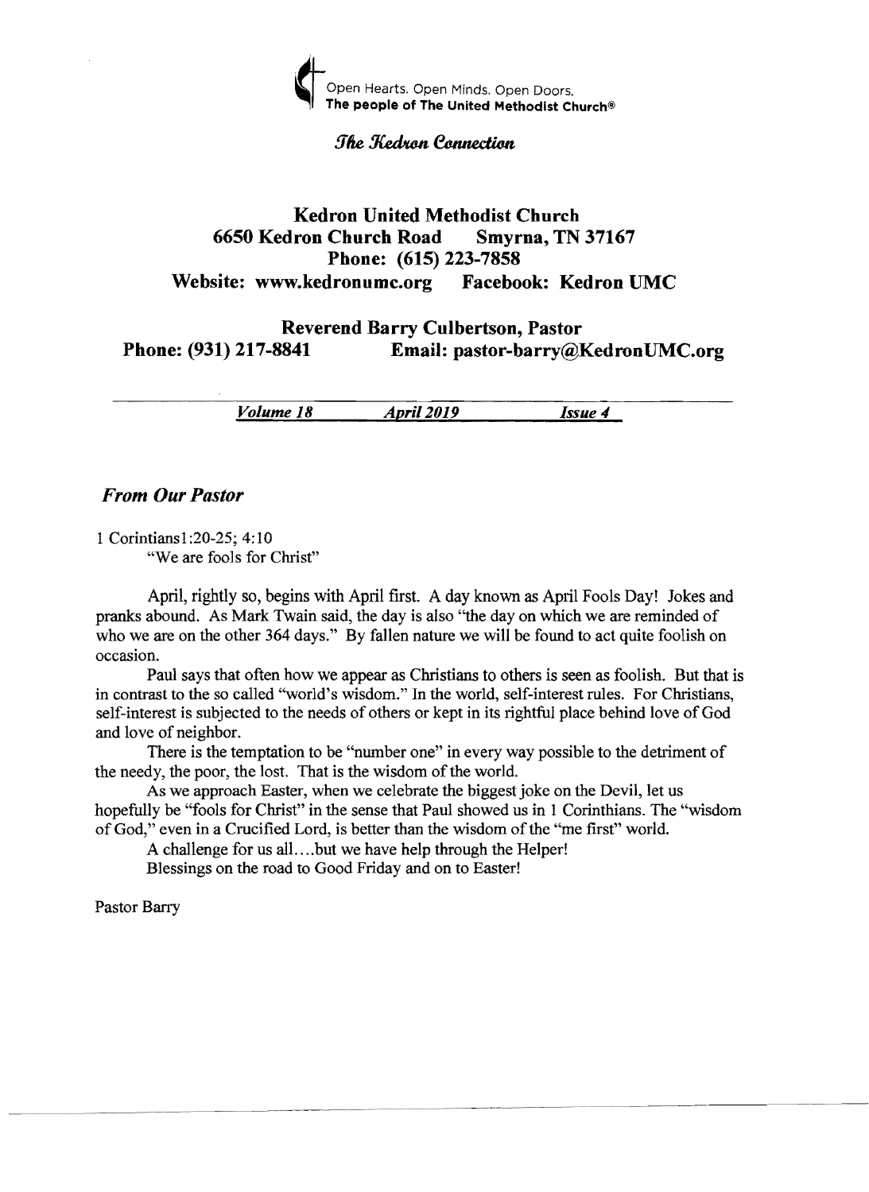Open Hearts. Open Minds. Open Doors.
**The people of The United Methodist Church®**

*The Kedron Connection*

# Kedron United Methodist Church

**6650 Kedron Church Road Smyrna, TN 37167**

**Phone: (615) 223-7858**

**Website: www.kedronumc.org Facebook: Kedron UMC**

**Reverend Barry Culbertson, Pastor**

**Phone: (931) 217-8841 Email: pastor-barry@KedronUMC.org**

*Volume 18* *April 2019* *Issue 4*

## *From Our Pastor*

1 Corintians1:20-25; 4:10

"We are fools for Christ"

April, rightly so, begins with April first. A day known as April Fools Day! Jokes and pranks abound. As Mark Twain said, the day is also "the day on which we are reminded of who we are on the other 364 days." By fallen nature we will be found to act quite foolish on occasion.

Paul says that often how we appear as Christians to others is seen as foolish. But that is in contrast to the so called "world's wisdom." In the world, self-interest rules. For Christians, self-interest is subjected to the needs of others or kept in its rightful place behind love of God and love of neighbor.

There is the temptation to be "number one" in every way possible to the detriment of the needy, the poor, the lost. That is the wisdom of the world.

As we approach Easter, when we celebrate the biggest joke on the Devil, let us hopefully be "fools for Christ" in the sense that Paul showed us in 1 Corinthians. The "wisdom of God," even in a Crucified Lord, is better than the wisdom of the "me first" world.

A challenge for us all....but we have help through the Helper!

Blessings on the road to Good Friday and on to Easter!

Pastor Barry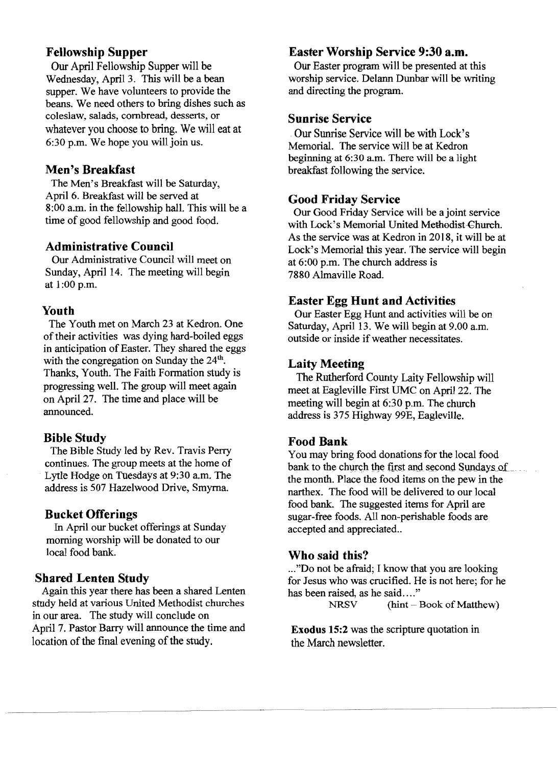## Fellowship Supper

Our April Fellowship Supper will be Wednesday, April 3. This will be a bean supper. We have volunteers to provide the beans. We need others to bring dishes such as coleslaw, salads, cornbread, desserts, or whatever you choose to bring. We will eat at 6:30 p.m. We hope you will join us.

## Men's Breakfast

The Men's Breakfast will be Saturday, April 6. Breakfast will be served at 8:00 a.m. in the fellowship hall. This will be a time of good fellowship and good food.

## Administrative Council

Our Administrative Council will meet on Sunday, April 14. The meeting will begin at 1:00 p.m.

## Youth

The Youth met on March 23 at Kedron. One of their activities was dying hard-boiled eggs in anticipation of Easter. They shared the eggs with the congregation on Sunday the 24th. Thanks, Youth. The Faith Formation study is progressing well. The group will meet again on April 27. The time and place will be announced.

## Bible Study

The Bible Study led by Rev. Travis Perry continues. The group meets at the home of Lytle Hodge on Tuesdays at 9:30 a.m. The address is 507 Hazelwood Drive, Smyrna.

## Bucket Offerings

In April our bucket offerings at Sunday morning worship will be donated to our local food bank.

## Shared Lenten Study

Again this year there has been a shared Lenten study held at various United Methodist churches in our area. The study will conclude on April 7. Pastor Barry will announce the time and location of the final evening of the study.

## Easter Worship Service 9:30 a.m.

Our Easter program will be presented at this worship service. Delann Dunbar will be writing and directing the program.

## Sunrise Service

Our Sunrise Service will be with Lock's Memorial. The service will be at Kedron beginning at 6:30 a.m. There will be a light breakfast following the service.

## Good Friday Service

Our Good Friday Service will be a joint service with Lock's Memorial United Methodist Church. As the service was at Kedron in 2018, it will be at Lock's Memorial this year. The service will begin at 6:00 p.m. The church address is 7880 Almaville Road.

## Easter Egg Hunt and Activities

Our Easter Egg Hunt and activities will be on Saturday, April 13. We will begin at 9.00 a.m. outside or inside if weather necessitates.

## Laity Meeting

The Rutherford County Laity Fellowship will meet at Eagleville First UMC on April 22. The meeting will begin at 6:30 p.m. The church address is 375 Highway 99E, Eagleville.

## Food Bank

You may bring food donations for the local food bank to the church the first and second Sundays of the month. Place the food items on the pew in the narthex. The food will be delivered to our local food bank. The suggested items for April are sugar-free foods. All non-perishable foods are accepted and appreciated..

## Who said this?

..."Do not be afraid; I know that you are looking for Jesus who was crucified. He is not here; for he has been raised, as he said...."

NRSV (hint – Book of Matthew)

**Exodus 15:2** was the scripture quotation in the March newsletter.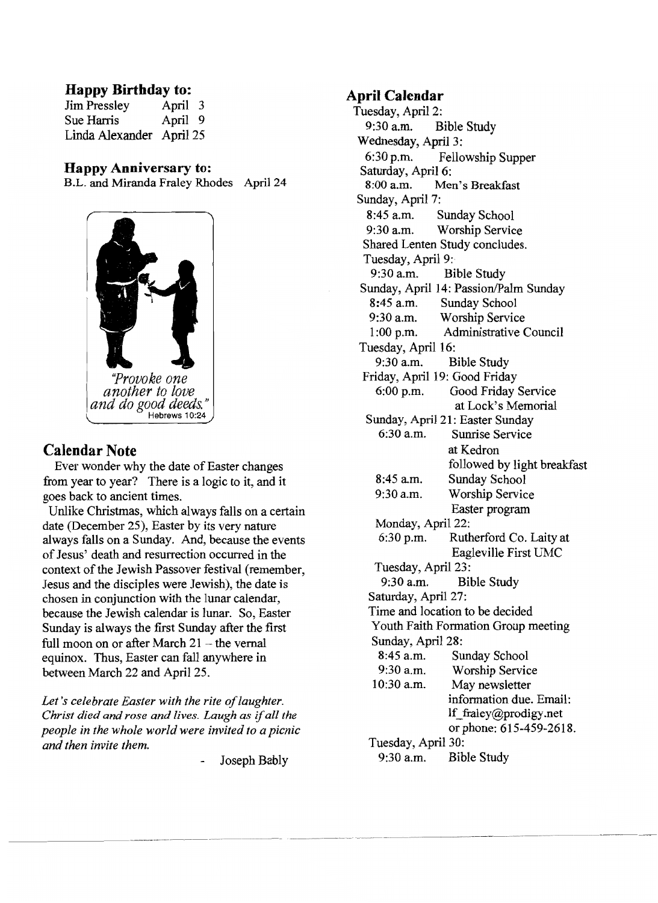## Happy Birthday to:

| | |
|---|---|
| Jim Pressley | April 3 |
| Sue Harris | April 9 |
| Linda Alexander | April 25 |

## Happy Anniversary to:

B.L. and Miranda Fraley Rhodes April 24

*"Provoke one another to love and do good deeds."*
Hebrews 10:24

## Calendar Note

Ever wonder why the date of Easter changes from year to year? There is a logic to it, and it goes back to ancient times.

Unlike Christmas, which always falls on a certain date (December 25), Easter by its very nature always falls on a Sunday. And, because the events of Jesus' death and resurrection occurred in the context of the Jewish Passover festival (remember, Jesus and the disciples were Jewish), the date is chosen in conjunction with the lunar calendar, because the Jewish calendar is lunar. So, Easter Sunday is always the first Sunday after the first full moon on or after March 21 – the vernal equinox. Thus, Easter can fall anywhere in between March 22 and April 25.

*Let's celebrate Easter with the rite of laughter. Christ died and rose and lives. Laugh as if all the people in the whole world were invited to a picnic and then invite them.*

- Joseph Bably

## April Calendar

Tuesday, April 2:
- 9:30 a.m. Bible Study

Wednesday, April 3:
- 6:30 p.m. Fellowship Supper

Saturday, April 6:
- 8:00 a.m. Men's Breakfast

Sunday, April 7:
- 8:45 a.m. Sunday School
- 9:30 a.m. Worship Service

Shared Lenten Study concludes.

Tuesday, April 9:
- 9:30 a.m. Bible Study

Sunday, April 14: Passion/Palm Sunday
- 8:45 a.m. Sunday School
- 9:30 a.m. Worship Service
- 1:00 p.m. Administrative Council

Tuesday, April 16:
- 9:30 a.m. Bible Study

Friday, April 19: Good Friday
- 6:00 p.m. Good Friday Service at Lock's Memorial

Sunday, April 21: Easter Sunday
- 6:30 a.m. Sunrise Service at Kedron followed by light breakfast
- 8:45 a.m. Sunday School
- 9:30 a.m. Worship Service Easter program

Monday, April 22:
- 6:30 p.m. Rutherford Co. Laity at Eagleville First UMC

Tuesday, April 23:
- 9:30 a.m. Bible Study

Saturday, April 27:
Time and location to be decided
Youth Faith Formation Group meeting

Sunday, April 28:
- 8:45 a.m. Sunday School
- 9:30 a.m. Worship Service
- 10:30 a.m. May newsletter information due. Email: lf_fraley@prodigy.net or phone: 615-459-2618.

Tuesday, April 30:
- 9:30 a.m. Bible Study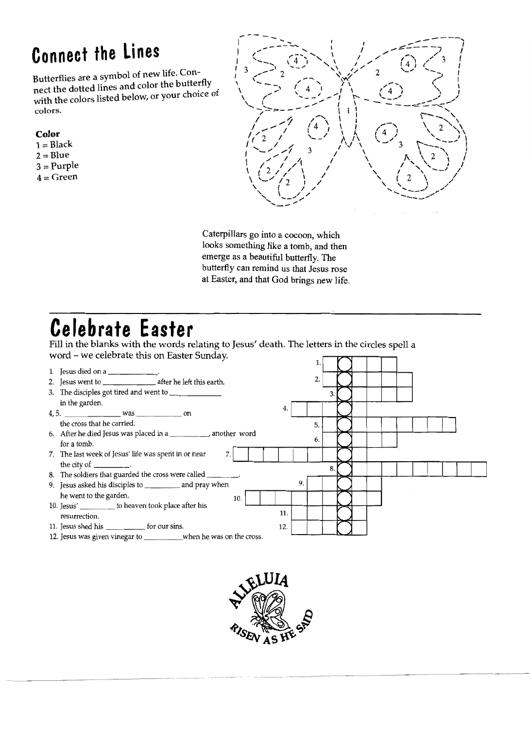# Connect the Lines

Butterflies are a symbol of new life. Connect the dotted lines and color the butterfly with the colors listed below, or your choice of colors.

**Color**
1 = Black
2 = Blue
3 = Purple
4 = Green

Caterpillars go into a cocoon, which looks something like a tomb, and then emerge as a beautiful butterfly. The butterfly can remind us that Jesus rose at Easter, and that God brings new life.

# Celebrate Easter

Fill in the blanks with the words relating to Jesus' death. The letters in the circles spell a word – we celebrate this on Easter Sunday.

1. Jesus died on a ____________.
2. Jesus went to ____________ after he left this earth.
3. The disciples got tired and went to ____________ in the garden.

4, 5. ____________ was ____________ on the cross that he carried.

6. After he died Jesus was placed in a __________, another word for a tomb.
7. The last week of Jesus' life was spent in or near the city of __________.
8. The soldiers that guarded the cross were called ________.
9. Jesus asked his disciples to __________ and pray when he went to the garden.
10. Jesus' _________ to heaven took place after his resurrection.
11. Jesus shed his __________ for our sins.
12. Jesus was given vinegar to __________when he was on the cross.

ALLELUIA
RISEN AS HE SAID